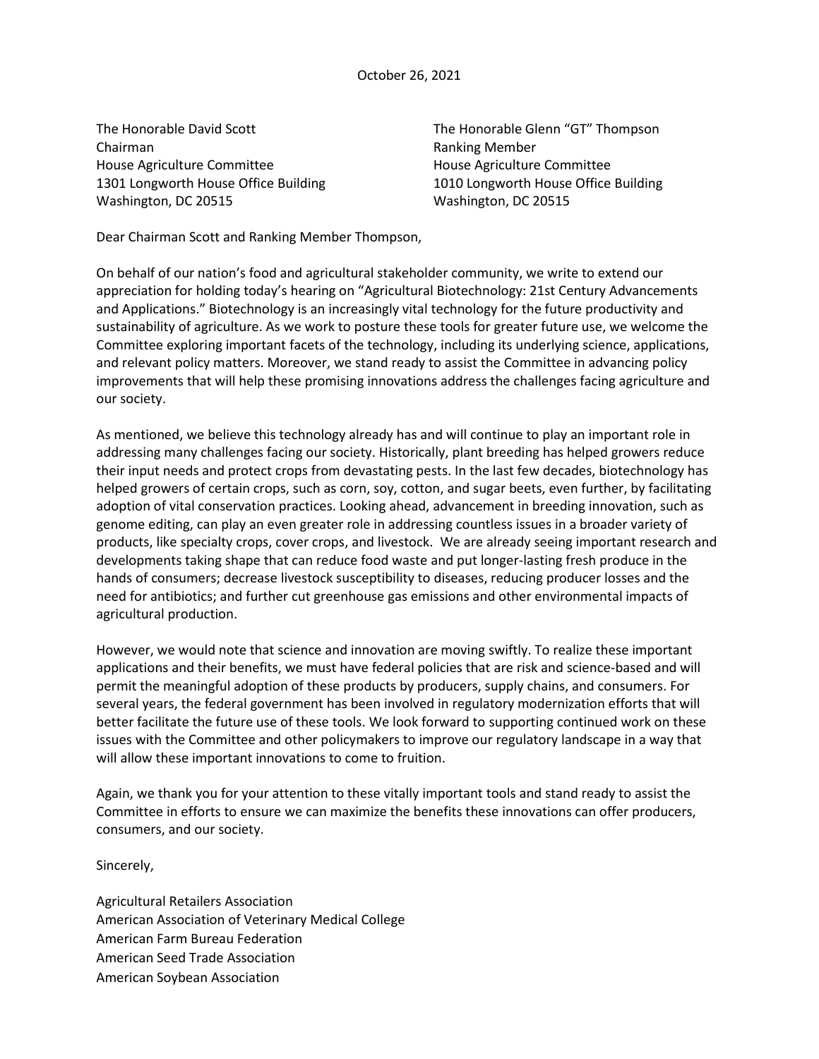October 26, 2021

The Honorable David Scott
Chairman
House Agriculture Committee
1301 Longworth House Office Building
Washington, DC 20515

The Honorable Glenn "GT" Thompson
Ranking Member
House Agriculture Committee
1010 Longworth House Office Building
Washington, DC 20515

Dear Chairman Scott and Ranking Member Thompson,

On behalf of our nation's food and agricultural stakeholder community, we write to extend our appreciation for holding today's hearing on "Agricultural Biotechnology: 21st Century Advancements and Applications." Biotechnology is an increasingly vital technology for the future productivity and sustainability of agriculture. As we work to posture these tools for greater future use, we welcome the Committee exploring important facets of the technology, including its underlying science, applications, and relevant policy matters. Moreover, we stand ready to assist the Committee in advancing policy improvements that will help these promising innovations address the challenges facing agriculture and our society.

As mentioned, we believe this technology already has and will continue to play an important role in addressing many challenges facing our society. Historically, plant breeding has helped growers reduce their input needs and protect crops from devastating pests. In the last few decades, biotechnology has helped growers of certain crops, such as corn, soy, cotton, and sugar beets, even further, by facilitating adoption of vital conservation practices. Looking ahead, advancement in breeding innovation, such as genome editing, can play an even greater role in addressing countless issues in a broader variety of products, like specialty crops, cover crops, and livestock. We are already seeing important research and developments taking shape that can reduce food waste and put longer-lasting fresh produce in the hands of consumers; decrease livestock susceptibility to diseases, reducing producer losses and the need for antibiotics; and further cut greenhouse gas emissions and other environmental impacts of agricultural production.

However, we would note that science and innovation are moving swiftly. To realize these important applications and their benefits, we must have federal policies that are risk and science-based and will permit the meaningful adoption of these products by producers, supply chains, and consumers. For several years, the federal government has been involved in regulatory modernization efforts that will better facilitate the future use of these tools. We look forward to supporting continued work on these issues with the Committee and other policymakers to improve our regulatory landscape in a way that will allow these important innovations to come to fruition.

Again, we thank you for your attention to these vitally important tools and stand ready to assist the Committee in efforts to ensure we can maximize the benefits these innovations can offer producers, consumers, and our society.

Sincerely,

Agricultural Retailers Association
American Association of Veterinary Medical College
American Farm Bureau Federation
American Seed Trade Association
American Soybean Association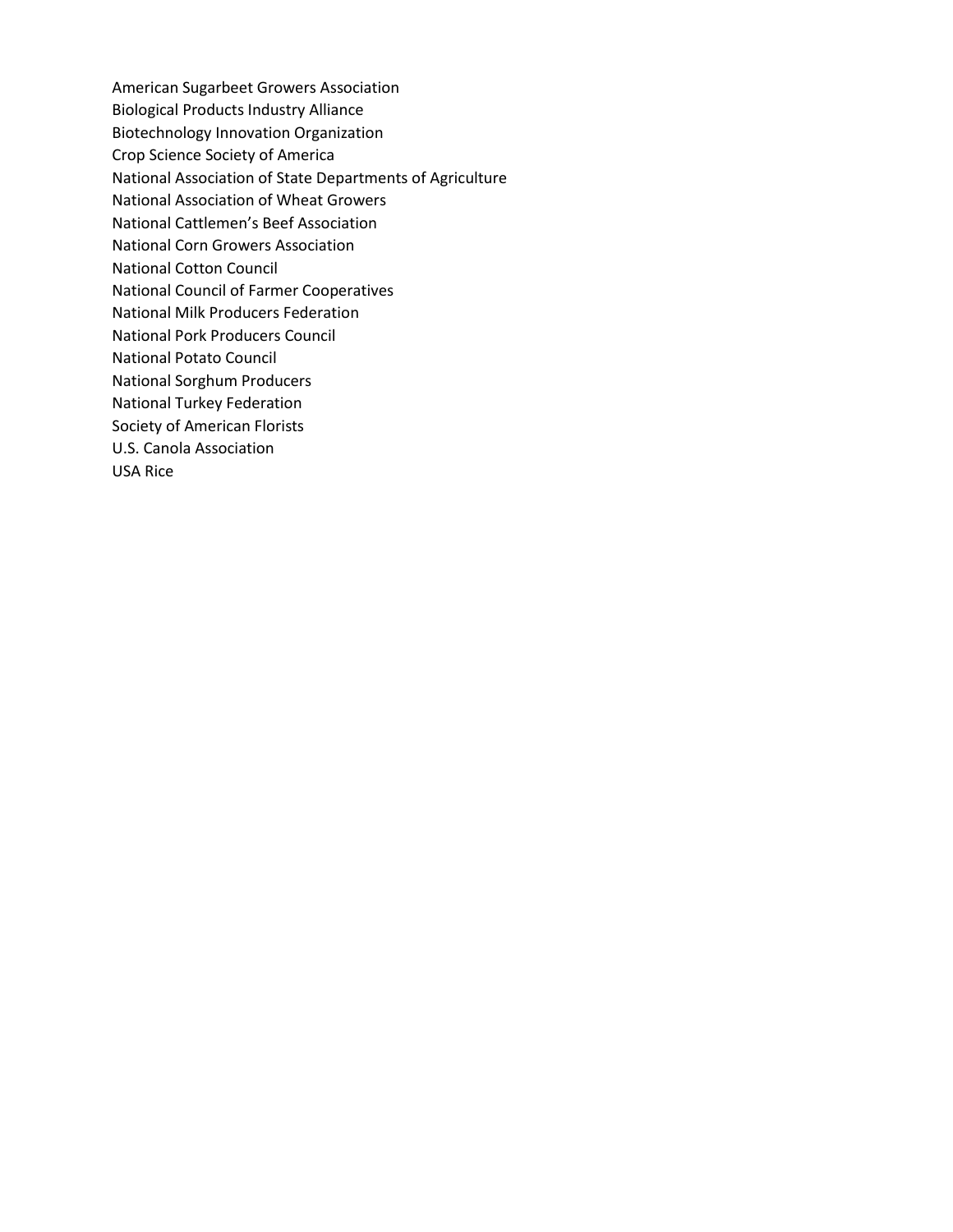American Sugarbeet Growers Association
Biological Products Industry Alliance
Biotechnology Innovation Organization
Crop Science Society of America
National Association of State Departments of Agriculture
National Association of Wheat Growers
National Cattlemen's Beef Association
National Corn Growers Association
National Cotton Council
National Council of Farmer Cooperatives
National Milk Producers Federation
National Pork Producers Council
National Potato Council
National Sorghum Producers
National Turkey Federation
Society of American Florists
U.S. Canola Association
USA Rice